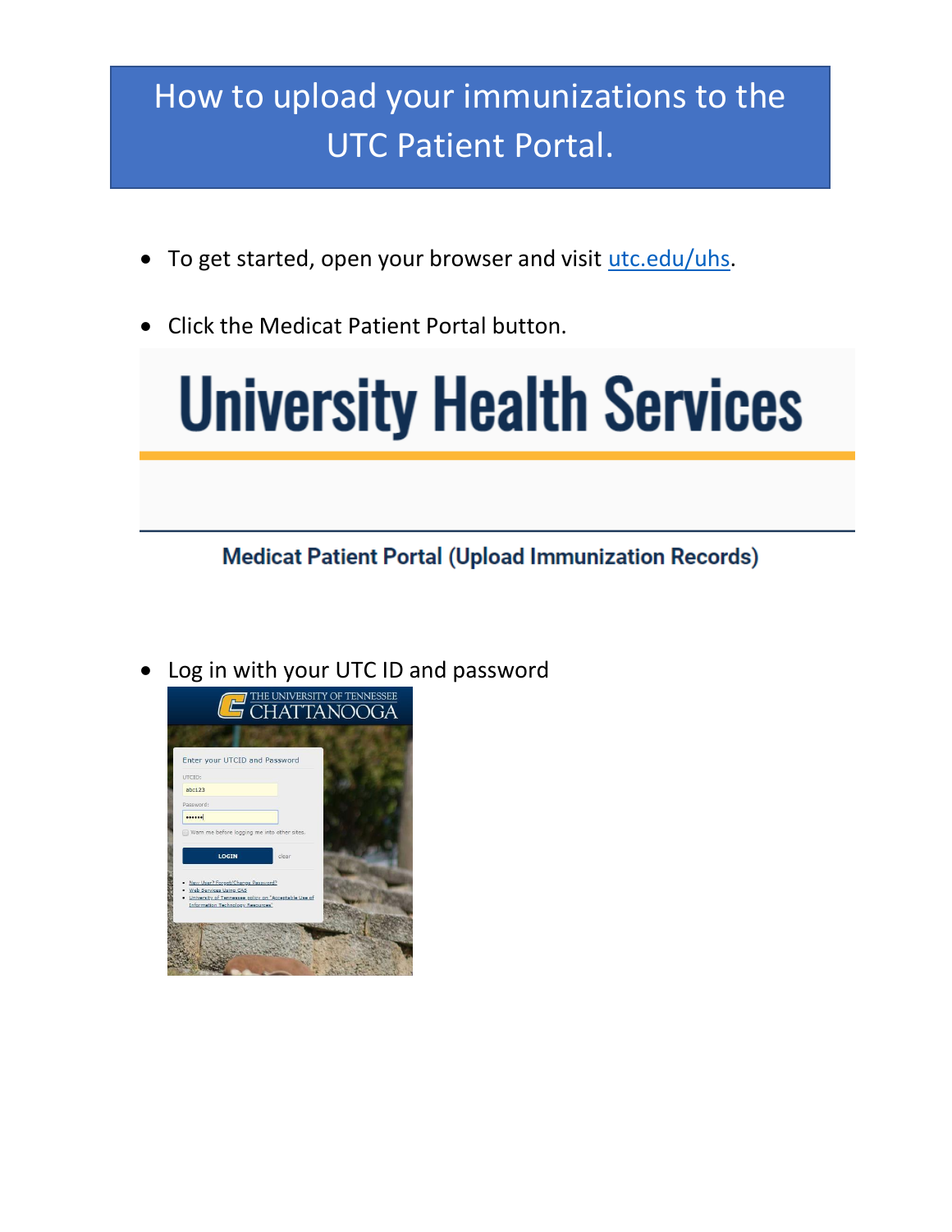# How to upload your immunizations to the UTC Patient Portal.

- To get started, open your browser and visit [utc.edu/uhs](utc.edu/uhs).
- Click the Medicat Patient Portal button.

University Health Services

Medicat Patient Portal (Upload Immunization Records)

- Log in with your UTC ID and password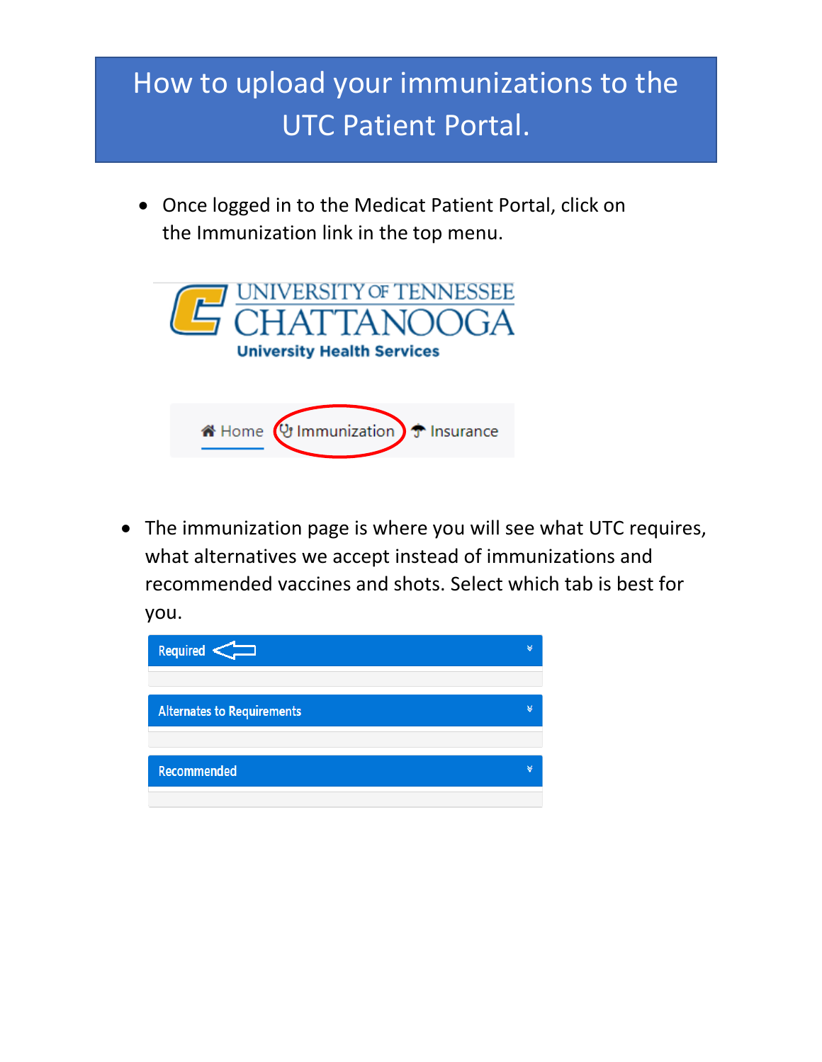# How to upload your immunizations to the UTC Patient Portal.

- Once logged in to the Medicat Patient Portal, click on the Immunization link in the top menu.

UNIVERSITY OF TENNESSEE CHATTANOOGA
University Health Services

Home | Immunization | Insurance

- The immunization page is where you will see what UTC requires, what alternatives we accept instead of immunizations and recommended vaccines and shots. Select which tab is best for you.

Required

Alternates to Requirements

Recommended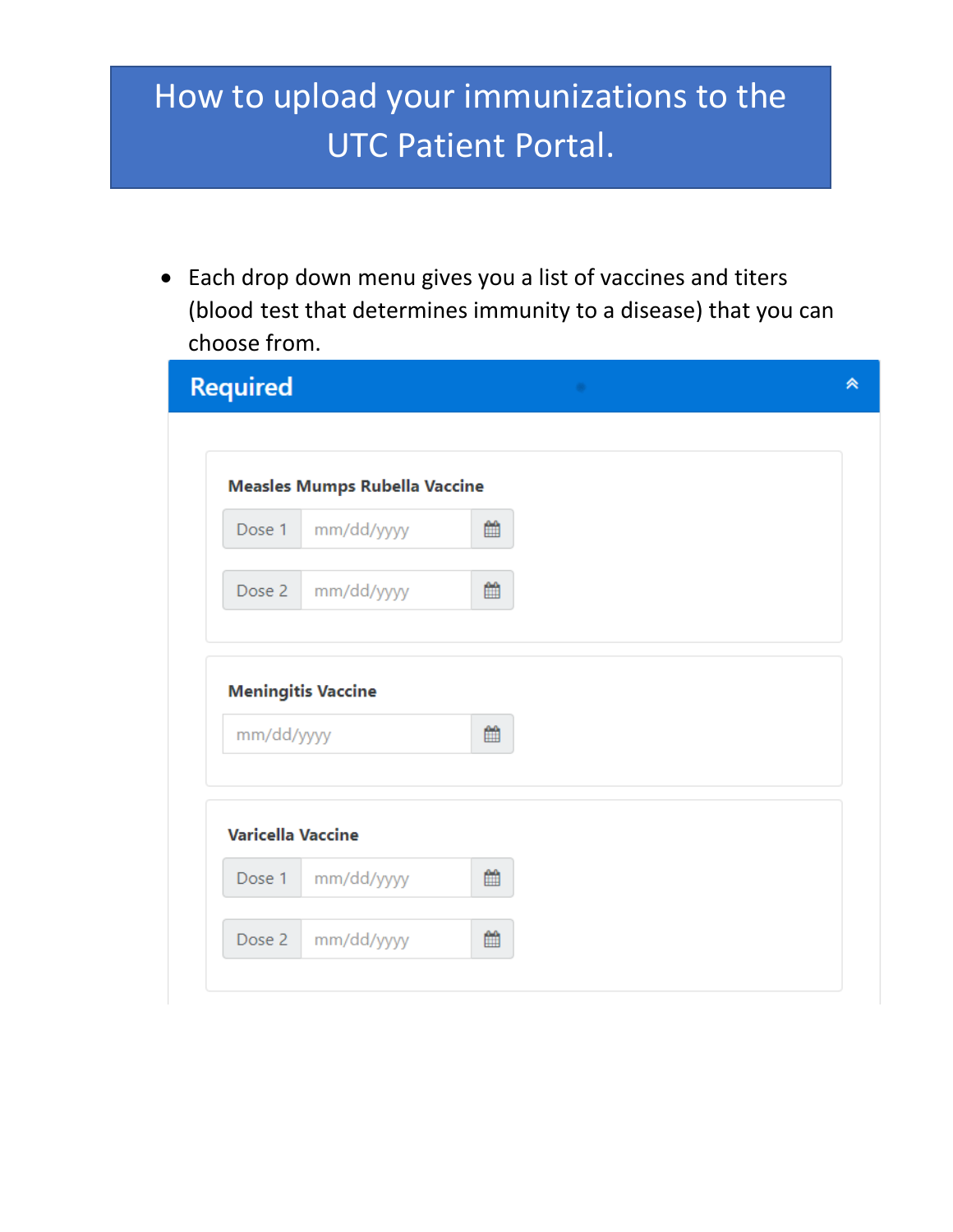# How to upload your immunizations to the UTC Patient Portal.

- Each drop down menu gives you a list of vaccines and titers (blood test that determines immunity to a disease) that you can choose from.

## Required

**Measles Mumps Rubella Vaccine**

Dose 1 mm/dd/yyyy

Dose 2 mm/dd/yyyy

**Meningitis Vaccine**

mm/dd/yyyy

**Varicella Vaccine**

Dose 1 mm/dd/yyyy

Dose 2 mm/dd/yyyy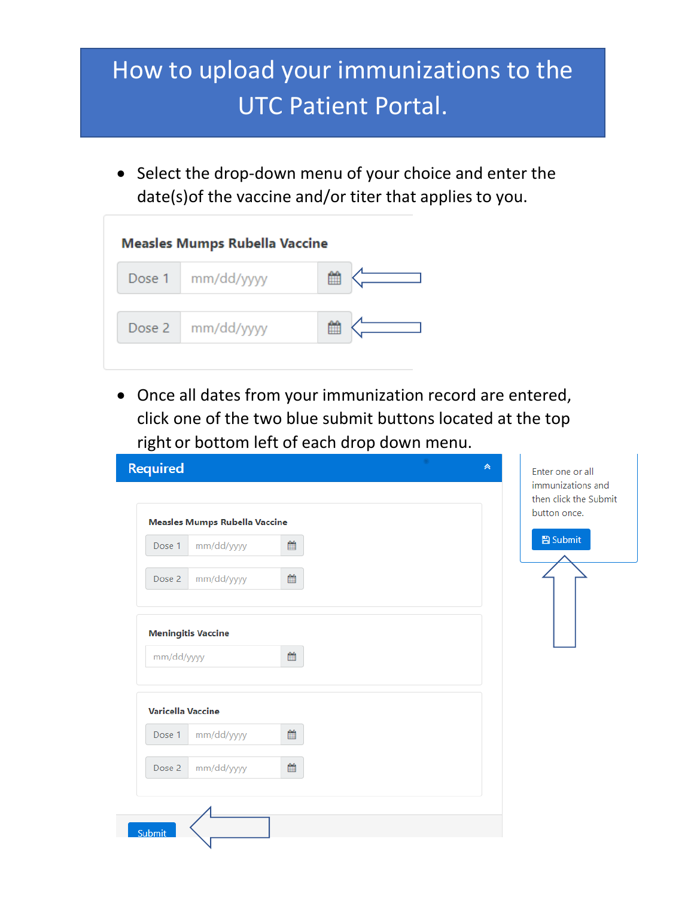# How to upload your immunizations to the UTC Patient Portal.

- Select the drop-down menu of your choice and enter the date(s)of the vaccine and/or titer that applies to you.

**Measles Mumps Rubella Vaccine**

Dose 1 mm/dd/yyyy

Dose 2 mm/dd/yyyy

- Once all dates from your immunization record are entered, click one of the two blue submit buttons located at the top right or bottom left of each drop down menu.

**Required**

**Measles Mumps Rubella Vaccine**

Dose 1 mm/dd/yyyy

Dose 2 mm/dd/yyyy

**Meningitis Vaccine**

mm/dd/yyyy

**Varicella Vaccine**

Dose 1 mm/dd/yyyy

Dose 2 mm/dd/yyyy

Submit

Enter one or all immunizations and then click the Submit button once.

Submit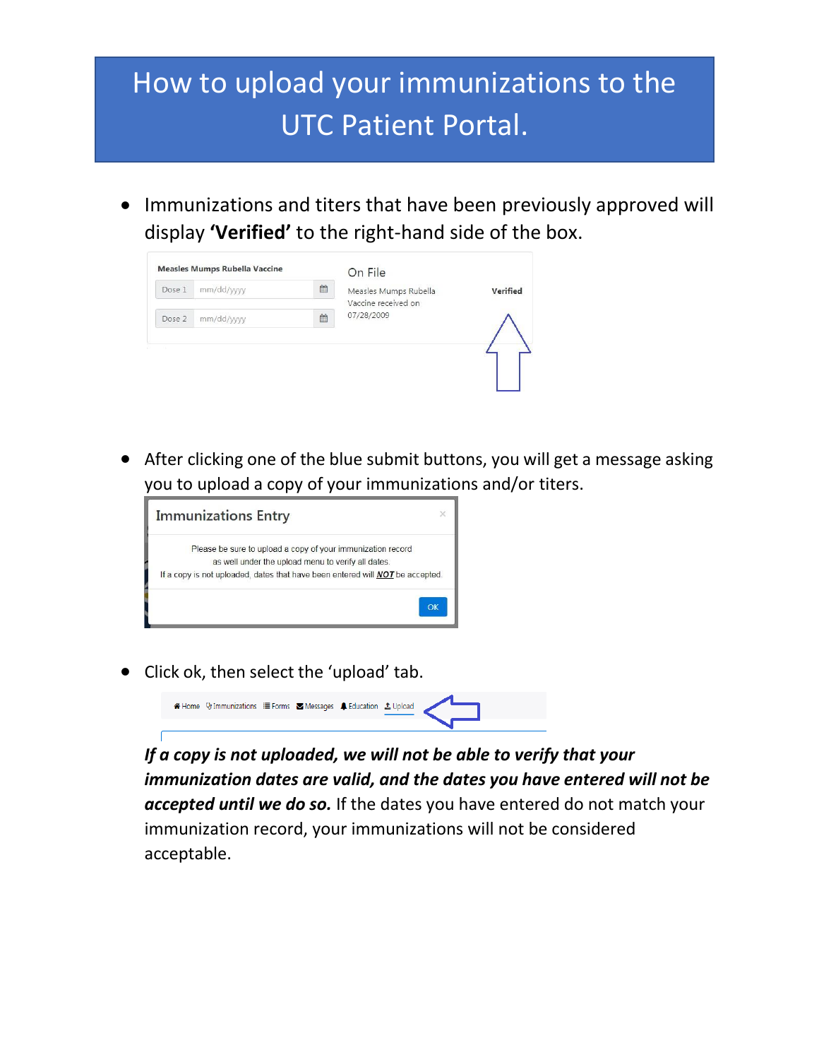# How to upload your immunizations to the UTC Patient Portal.

- Immunizations and titers that have been previously approved will display **'Verified'** to the right-hand side of the box.

- After clicking one of the blue submit buttons, you will get a message asking you to upload a copy of your immunizations and/or titers.

- Click ok, then select the 'upload' tab.

***If a copy is not uploaded, we will not be able to verify that your immunization dates are valid, and the dates you have entered will not be accepted until we do so.*** If the dates you have entered do not match your immunization record, your immunizations will not be considered acceptable.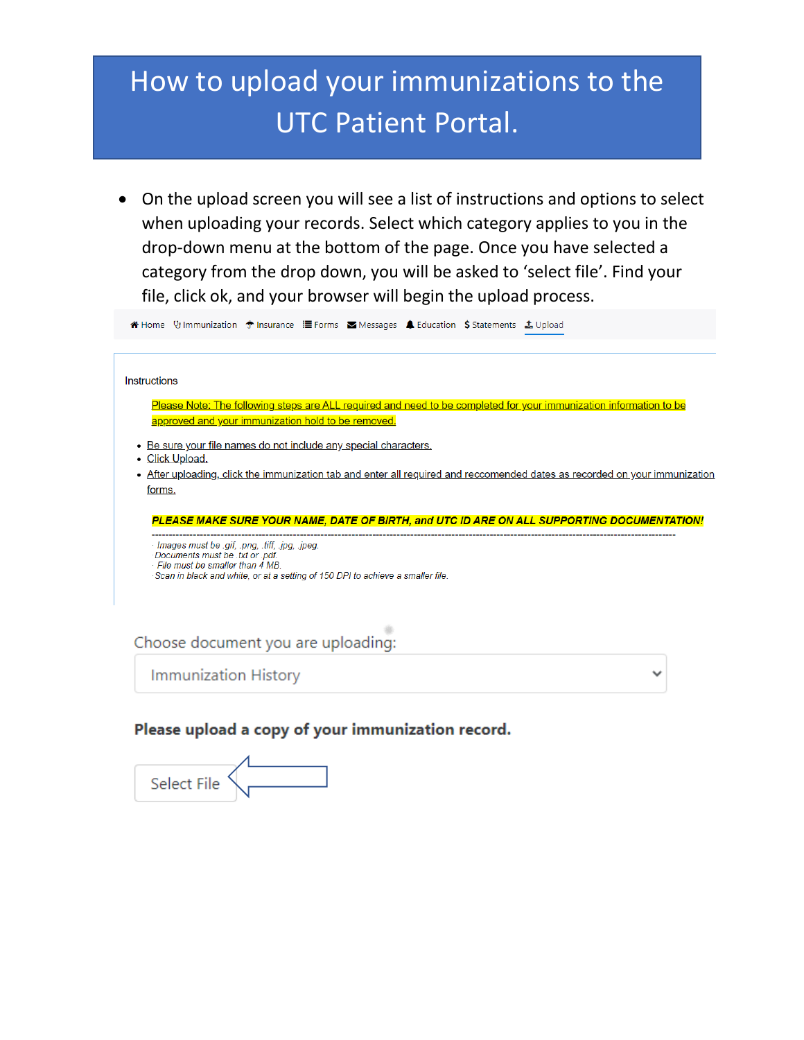# How to upload your immunizations to the UTC Patient Portal.

- On the upload screen you will see a list of instructions and options to select when uploading your records. Select which category applies to you in the drop-down menu at the bottom of the page. Once you have selected a category from the drop down, you will be asked to 'select file'. Find your file, click ok, and your browser will begin the upload process.

Home Immunization Insurance Forms Messages Education $ Statements Upload

Instructions

Please Note: The following steps are ALL required and need to be completed for your immunization information to be approved and your immunization hold to be removed.

- Be sure your file names do not include any special characters.
- Click Upload.
- After uploading, click the immunization tab and enter all required and reccomended dates as recorded on your immunization forms.

***PLEASE MAKE SURE YOUR NAME, DATE OF BIRTH, and UTC ID ARE ON ALL SUPPORTING DOCUMENTATION!***

---

*Images must be .gif, .png, .tiff, .jpg, .jpeg.*
*Documents must be .txt or .pdf.*
*File must be smaller than 4 MB.*
*Scan in black and white, or at a setting of 150 DPI to achieve a smaller file.*

Choose document you are uploading:

Immunization History

**Please upload a copy of your immunization record.**

Select File